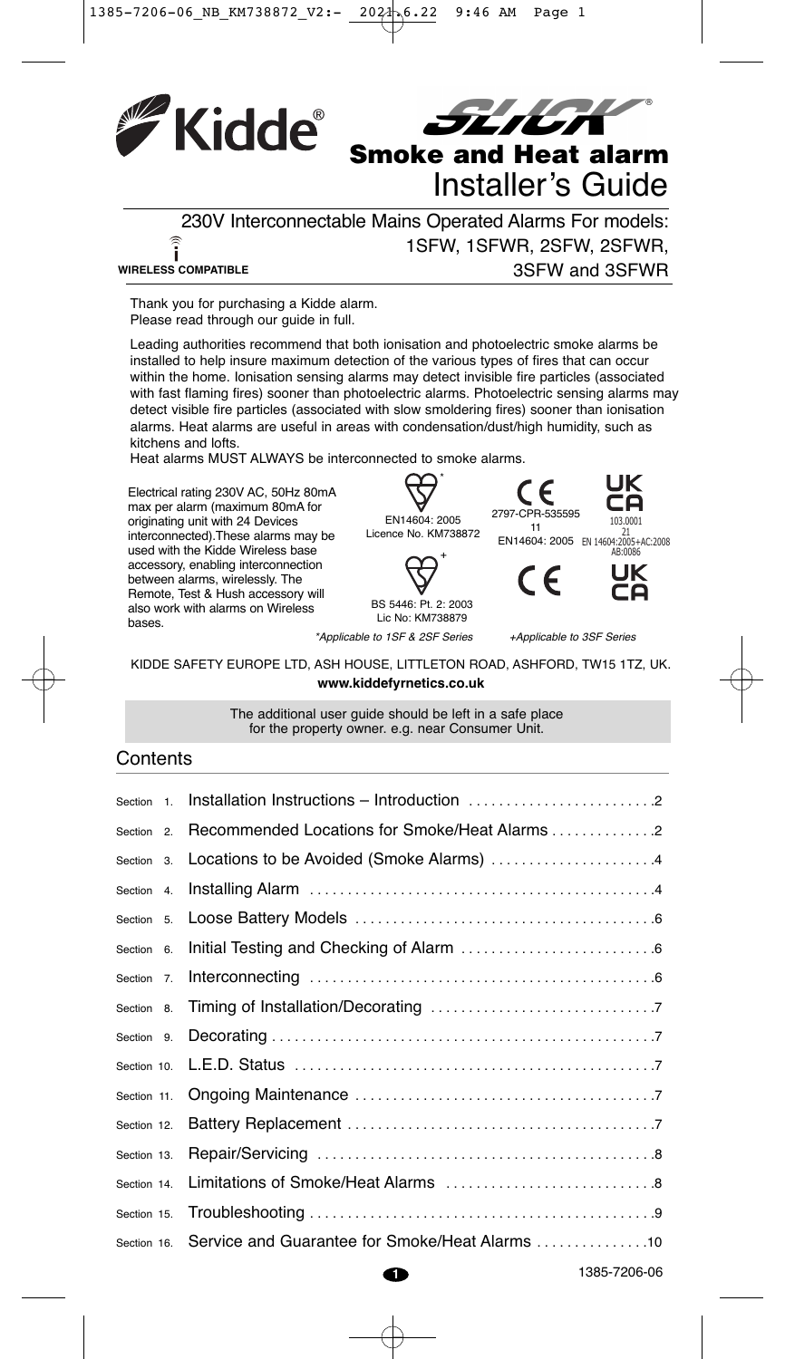# Kidde® SLICK® Smoke and Heat alarm

## Installer's Guide

230V Interconnectable Mains Operated Alarms For models: 1SFW, 1SFWR, 2SFW, 2SFWR, 3SFW and 3SFWR

**WIRELESS COMPATIBLE**

Thank you for purchasing a Kidde alarm.
Please read through our guide in full.

Leading authorities recommend that both ionisation and photoelectric smoke alarms be installed to help insure maximum detection of the various types of fires that can occur within the home. Ionisation sensing alarms may detect invisible fire particles (associated with fast flaming fires) sooner than photoelectric alarms. Photoelectric sensing alarms may detect visible fire particles (associated with slow smoldering fires) sooner than ionisation alarms. Heat alarms are useful in areas with condensation/dust/high humidity, such as kitchens and lofts.
Heat alarms MUST ALWAYS be interconnected to smoke alarms.

Electrical rating 230V AC, 50Hz 80mA max per alarm (maximum 80mA for originating unit with 24 Devices interconnected). These alarms may be used with the Kidde Wireless base accessory, enabling interconnection between alarms, wirelessly. The Remote, Test & Hush accessory will also work with alarms on Wireless bases.

EN14604: 2005 Licence No. KM738872 *

BS 5446: Pt. 2: 2003 Lic No: KM738879 +

CE 2797-CPR-535595 11 EN14604: 2005

UK CA 103.0001 21 EN 14604:2005+AC:2008 AB:0086

CE

UK CA

*Applicable to 1SF & 2SF Series    +Applicable to 3SF Series

KIDDE SAFETY EUROPE LTD, ASH HOUSE, LITTLETON ROAD, ASHFORD, TW15 1TZ, UK.
**www.kiddefyrnetics.co.uk**

The additional user guide should be left in a safe place for the property owner. e.g. near Consumer Unit.

## Contents

| Section | Title | Page |
|---|---|---|
| Section 1. | Installation Instructions – Introduction | 2 |
| Section 2. | Recommended Locations for Smoke/Heat Alarms | 2 |
| Section 3. | Locations to be Avoided (Smoke Alarms) | 4 |
| Section 4. | Installing Alarm | 4 |
| Section 5. | Loose Battery Models | 6 |
| Section 6. | Initial Testing and Checking of Alarm | 6 |
| Section 7. | Interconnecting | 6 |
| Section 8. | Timing of Installation/Decorating | 7 |
| Section 9. | Decorating | 7 |
| Section 10. | L.E.D. Status | 7 |
| Section 11. | Ongoing Maintenance | 7 |
| Section 12. | Battery Replacement | 7 |
| Section 13. | Repair/Servicing | 8 |
| Section 14. | Limitations of Smoke/Heat Alarms | 8 |
| Section 15. | Troubleshooting | 9 |
| Section 16. | Service and Guarantee for Smoke/Heat Alarms | 10 |

1385-7206-06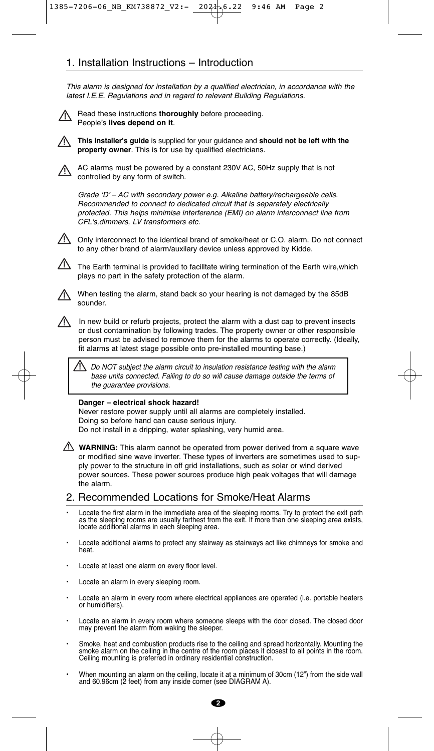## 1. Installation Instructions – Introduction

*This alarm is designed for installation by a qualified electrician, in accordance with the latest I.E.E. Regulations and in regard to relevant Building Regulations.*

⚠ Read these instructions **thoroughly** before proceeding. People's **lives depend on it**.

⚠ **This installer's guide** is supplied for your guidance and **should not be left with the property owner**. This is for use by qualified electricians.

⚠ AC alarms must be powered by a constant 230V AC, 50Hz supply that is not controlled by any form of switch.

*Grade 'D' – AC with secondary power e.g. Alkaline battery/rechargeable cells. Recommended to connect to dedicated circuit that is separately electrically protected. This helps minimise interference (EMI) on alarm interconnect line from CFL's,dimmers, LV transformers etc.*

⚠ Only interconnect to the identical brand of smoke/heat or C.O. alarm. Do not connect to any other brand of alarm/auxilary device unless approved by Kidde.

⚠ The Earth terminal is provided to facilltate wiring termination of the Earth wire,which plays no part in the safety protection of the alarm.

⚠ When testing the alarm, stand back so your hearing is not damaged by the 85dB sounder.

⚠ In new build or refurb projects, protect the alarm with a dust cap to prevent insects or dust contamination by following trades. The property owner or other responsible person must be advised to remove them for the alarms to operate correctly. (Ideally, fit alarms at latest stage possible onto pre-installed mounting base.)

⚠ *Do NOT subject the alarm circuit to insulation resistance testing with the alarm base units connected. Failing to do so will cause damage outside the terms of the guarantee provisions.*

**Danger – electrical shock hazard!**
Never restore power supply until all alarms are completely installed.
Doing so before hand can cause serious injury.
Do not install in a dripping, water splashing, very humid area.

⚠ **WARNING:** This alarm cannot be operated from power derived from a square wave or modified sine wave inverter. These types of inverters are sometimes used to supply power to the structure in off grid installations, such as solar or wind derived power sources. These power sources produce high peak voltages that will damage the alarm.

## 2. Recommended Locations for Smoke/Heat Alarms

- Locate the first alarm in the immediate area of the sleeping rooms. Try to protect the exit path as the sleeping rooms are usually farthest from the exit. If more than one sleeping area exists, locate additional alarms in each sleeping area.
- Locate additional alarms to protect any stairway as stairways act like chimneys for smoke and heat.
- Locate at least one alarm on every floor level.
- Locate an alarm in every sleeping room.
- Locate an alarm in every room where electrical appliances are operated (i.e. portable heaters or humidifiers).
- Locate an alarm in every room where someone sleeps with the door closed. The closed door may prevent the alarm from waking the sleeper.
- Smoke, heat and combustion products rise to the ceiling and spread horizontally. Mounting the smoke alarm on the ceiling in the centre of the room places it closest to all points in the room. Ceiling mounting is preferred in ordinary residential construction.
- When mounting an alarm on the ceiling, locate it at a minimum of 30cm (12") from the side wall and 60.96cm (2 feet) from any inside corner (see DIAGRAM A).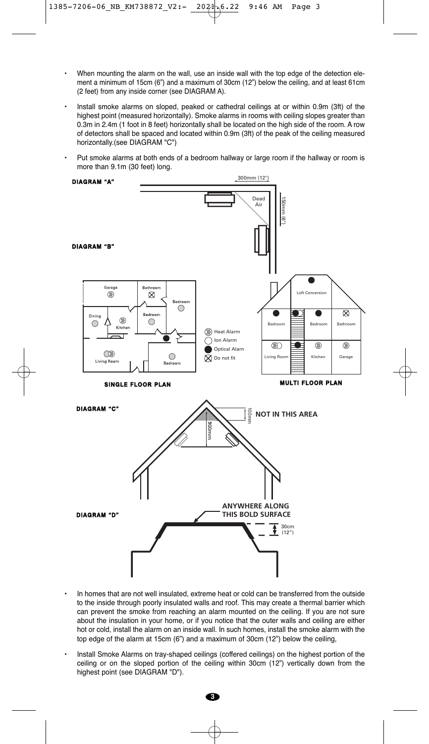- When mounting the alarm on the wall, use an inside wall with the top edge of the detection element a minimum of 15cm (6") and a maximum of 30cm (12") below the ceiling, and at least 61cm (2 feet) from any inside corner (see DIAGRAM A).
- Install smoke alarms on sloped, peaked or cathedral ceilings at or within 0.9m (3ft) of the highest point (measured horizontally). Smoke alarms in rooms with ceiling slopes greater than 0.3m in 2.4m (1 foot in 8 feet) horizontally shall be located on the high side of the room. A row of detectors shall be spaced and located within 0.9m (3ft) of the peak of the ceiling measured horizontally.(see DIAGRAM "C")
- Put smoke alarms at both ends of a bedroom hallway or large room if the hallway or room is more than 9.1m (30 feet) long.

**DIAGRAM "A"**

300mm (12")

Dead Air

150mm (6")

**DIAGRAM "B"**

Garage, Bathroom, Bedroom, Dining, Kitchen, Bedroom, Living Room, Bedroom

Heat Alarm
Ion Alarm
Optical Alarm
Do not fit

Loft Conversion, Bedroom, Bedroom, Bathroom, Living Room, Kitchen, Garage

**SINGLE FLOOR PLAN**

**MULTI FLOOR PLAN**

**DIAGRAM "C"**

100mm

**NOT IN THIS AREA**

900mm

**DIAGRAM "D"**

**ANYWHERE ALONG THIS BOLD SURFACE**

30cm (12")

- In homes that are not well insulated, extreme heat or cold can be transferred from the outside to the inside through poorly insulated walls and roof. This may create a thermal barrier which can prevent the smoke from reaching an alarm mounted on the ceiling. If you are not sure about the insulation in your home, or if you notice that the outer walls and ceiling are either hot or cold, install the alarm on an inside wall. In such homes, install the smoke alarm with the top edge of the alarm at 15cm (6") and a maximum of 30cm (12") below the ceiling,
- Install Smoke Alarms on tray-shaped ceilings (coffered ceilings) on the highest portion of the ceiling or on the sloped portion of the ceiling within 30cm (12") vertically down from the highest point (see DIAGRAM "D").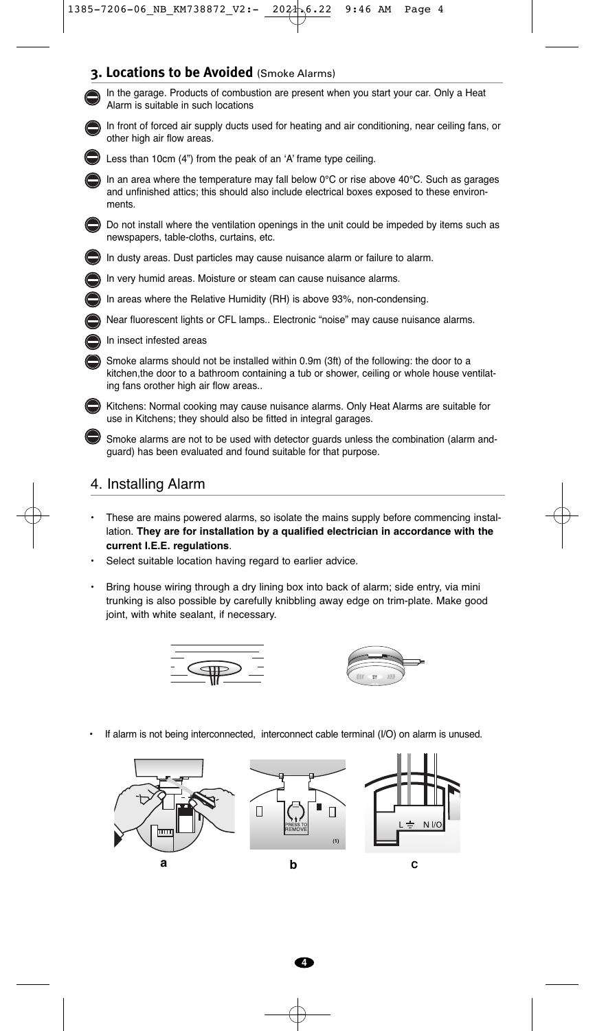## 3. Locations to be Avoided (Smoke Alarms)

- In the garage. Products of combustion are present when you start your car. Only a Heat Alarm is suitable in such locations
- In front of forced air supply ducts used for heating and air conditioning, near ceiling fans, or other high air flow areas.
- Less than 10cm (4") from the peak of an 'A' frame type ceiling.
- In an area where the temperature may fall below 0°C or rise above 40°C. Such as garages and unfinished attics; this should also include electrical boxes exposed to these environments.
- Do not install where the ventilation openings in the unit could be impeded by items such as newspapers, table-cloths, curtains, etc.
- In dusty areas. Dust particles may cause nuisance alarm or failure to alarm.
- In very humid areas. Moisture or steam can cause nuisance alarms.
- In areas where the Relative Humidity (RH) is above 93%, non-condensing.
- Near fluorescent lights or CFL lamps.. Electronic "noise" may cause nuisance alarms.
- In insect infested areas
- Smoke alarms should not be installed within 0.9m (3ft) of the following: the door to a kitchen,the door to a bathroom containing a tub or shower, ceiling or whole house ventilating fans orother high air flow areas..
- Kitchens: Normal cooking may cause nuisance alarms. Only Heat Alarms are suitable for use in Kitchens; they should also be fitted in integral garages.
- Smoke alarms are not to be used with detector guards unless the combination (alarm andguard) has been evaluated and found suitable for that purpose.

## 4. Installing Alarm

- These are mains powered alarms, so isolate the mains supply before commencing installation. **They are for installation by a qualified electrician in accordance with the current I.E.E. regulations**.
- Select suitable location having regard to earlier advice.
- Bring house wiring through a dry lining box into back of alarm; side entry, via mini trunking is also possible by carefully knibbling away edge on trim-plate. Make good joint, with white sealant, if necessary.

- If alarm is not being interconnected, interconnect cable terminal (I/O) on alarm is unused.

PRESS TO REMOVE (1)

L ⏚ N I/O

a b c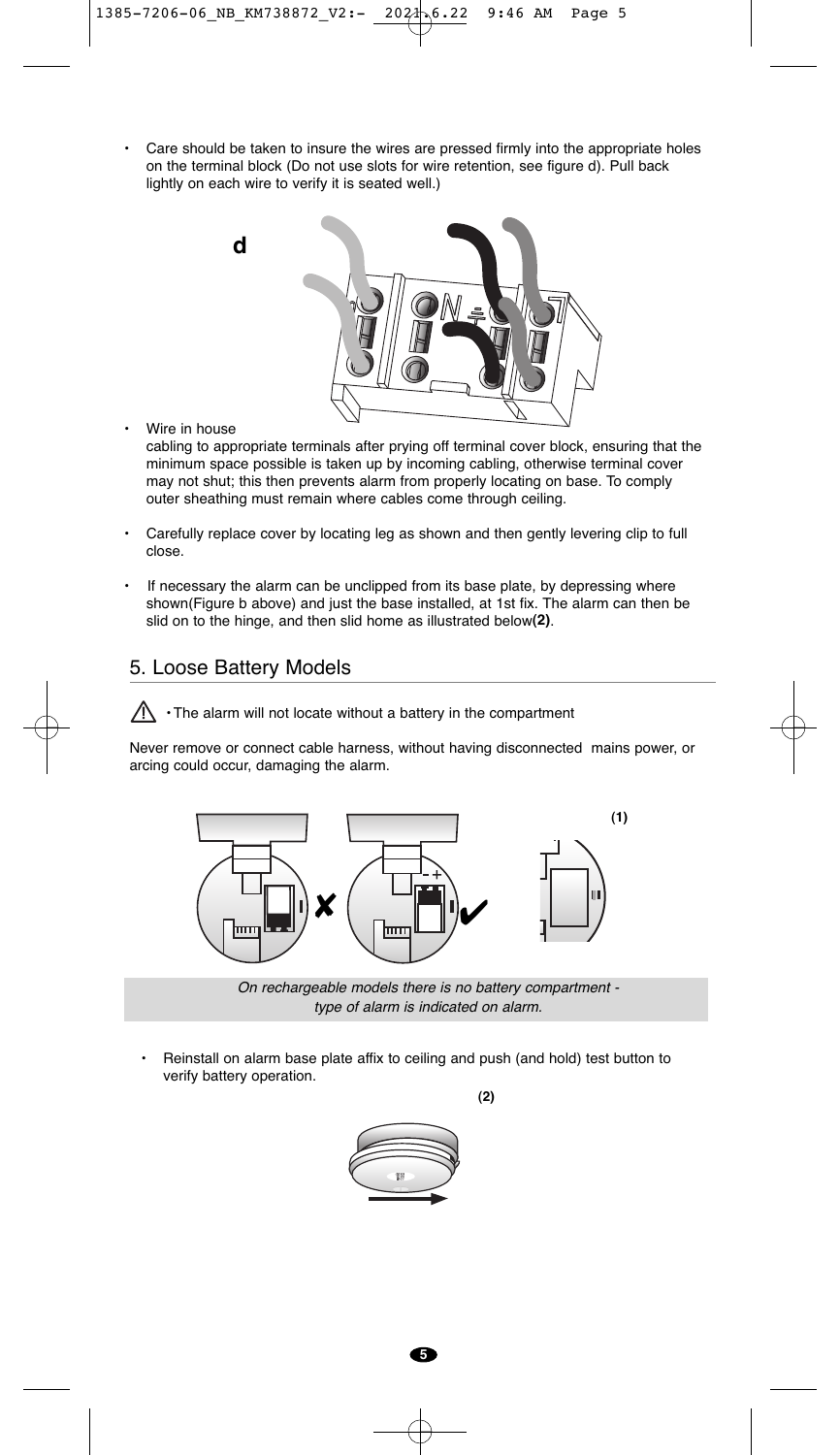- Care should be taken to insure the wires are pressed firmly into the appropriate holes on the terminal block (Do not use slots for wire retention, see figure d). Pull back lightly on each wire to verify it is seated well.)

d

- Wire in house cabling to appropriate terminals after prying off terminal cover block, ensuring that the minimum space possible is taken up by incoming cabling, otherwise terminal cover may not shut; this then prevents alarm from properly locating on base. To comply outer sheathing must remain where cables come through ceiling.

- Carefully replace cover by locating leg as shown and then gently levering clip to full close.

- If necessary the alarm can be unclipped from its base plate, by depressing where shown(Figure b above) and just the base installed, at 1st fix. The alarm can then be slid on to the hinge, and then slid home as illustrated below**(2)**.

## 5. Loose Battery Models

⚠ • The alarm will not locate without a battery in the compartment

Never remove or connect cable harness, without having disconnected mains power, or arcing could occur, damaging the alarm.

(1)

*On rechargeable models there is no battery compartment - type of alarm is indicated on alarm.*

- Reinstall on alarm base plate affix to ceiling and push (and hold) test button to verify battery operation.

(2)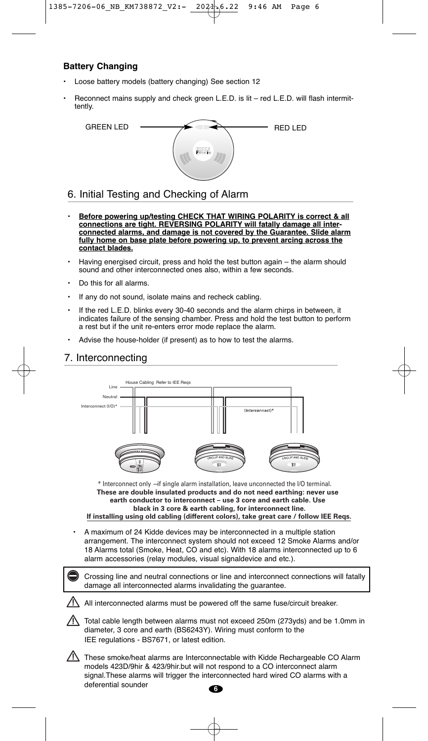### Battery Changing

- Loose battery models (battery changing) See section 12
- Reconnect mains supply and check green L.E.D. is lit – red L.E.D. will flash intermittently.

GREEN LED RED LED

## 6. Initial Testing and Checking of Alarm

- **Before powering up/testing CHECK THAT WIRING POLARITY is correct & all connections are tight. REVERSING POLARITY will fatally damage all interconnected alarms, and damage is not covered by the Guarantee. Slide alarm fully home on base plate before powering up, to prevent arcing across the contact blades.**
- Having energised circuit, press and hold the test button again – the alarm should sound and other interconnected ones also, within a few seconds.
- Do this for all alarms.
- If any do not sound, isolate mains and recheck cabling.
- If the red L.E.D. blinks every 30-40 seconds and the alarm chirps in between, it indicates failure of the sensing chamber. Press and hold the test button to perform a rest but if the unit re-enters error mode replace the alarm.
- Advise the house-holder (if present) as to how to test the alarms.

## 7. Interconnecting

House Cabling Refer to IEE Reqs

Line

Neutral

Interconnect (I/O)*

(Interconnect)*

UNCLIP AND SLIDE

UNCLIP AND SLIDE

\* Interconnect only –if single alarm installation, leave unconnected the I/O terminal.
**These are double insulated products and do not need earthing: never use earth conductor to interconnect – use 3 core and earth cable. Use black in 3 core & earth cabling, for interconnect line.**
**If installing using old cabling (different colors), take great care / follow IEE Reqs.**

- A maximum of 24 Kidde devices may be interconnected in a multiple station arrangement. The interconnect system should not exceed 12 Smoke Alarms and/or 18 Alarms total (Smoke, Heat, CO and etc). With 18 alarms interconnected up to 6 alarm accessories (relay modules, visual signaldevice and etc.).

Crossing line and neutral connections or line and interconnect connections will fatally damage all interconnected alarms invalidating the guarantee.

⚠ All interconnected alarms must be powered off the same fuse/circuit breaker.

⚠ Total cable length between alarms must not exceed 250m (273yds) and be 1.0mm in diameter, 3 core and earth (BS6243Y). Wiring must conform to the IEE regulations - BS7671, or latest edition.

⚠ These smoke/heat alarms are Interconnectable with Kidde Rechargeable CO Alarm models 423D/9hir & 423/9hir.but will not respond to a CO interconnect alarm signal.These alarms will trigger the interconnected hard wired CO alarms with a deferential sounder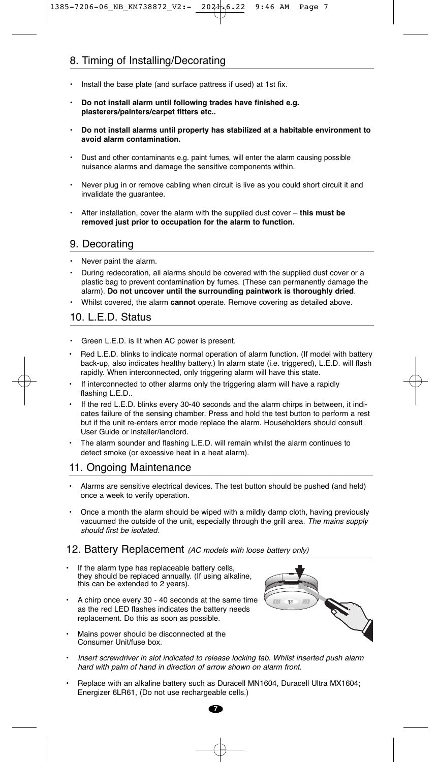## 8. Timing of Installing/Decorating

- Install the base plate (and surface pattress if used) at 1st fix.
- **Do not install alarm until following trades have finished e.g. plasterers/painters/carpet fitters etc..**
- **Do not install alarms until property has stabilized at a habitable environment to avoid alarm contamination.**
- Dust and other contaminants e.g. paint fumes, will enter the alarm causing possible nuisance alarms and damage the sensitive components within.
- Never plug in or remove cabling when circuit is live as you could short circuit it and invalidate the guarantee.
- After installation, cover the alarm with the supplied dust cover – **this must be removed just prior to occupation for the alarm to function.**

## 9. Decorating

- Never paint the alarm.
- During redecoration, all alarms should be covered with the supplied dust cover or a plastic bag to prevent contamination by fumes. (These can permanently damage the alarm). **Do not uncover until the surrounding paintwork is thoroughly dried**.
- Whilst covered, the alarm **cannot** operate. Remove covering as detailed above.

## 10. L.E.D. Status

- Green L.E.D. is lit when AC power is present.
- Red L.E.D. blinks to indicate normal operation of alarm function. (If model with battery back-up, also indicates healthy battery.) In alarm state (i.e. triggered), L.E.D. will flash rapidly. When interconnected, only triggering alarm will have this state.
- If interconnected to other alarms only the triggering alarm will have a rapidly flashing L.E.D..
- If the red L.E.D. blinks every 30-40 seconds and the alarm chirps in between, it indicates failure of the sensing chamber. Press and hold the test button to perform a rest but if the unit re-enters error mode replace the alarm. Householders should consult User Guide or installer/landlord.
- The alarm sounder and flashing L.E.D. will remain whilst the alarm continues to detect smoke (or excessive heat in a heat alarm).

## 11. Ongoing Maintenance

- Alarms are sensitive electrical devices. The test button should be pushed (and held) once a week to verify operation.
- Once a month the alarm should be wiped with a mildly damp cloth, having previously vacuumed the outside of the unit, especially through the grill area. *The mains supply should first be isolated*.

## 12. Battery Replacement *(AC models with loose battery only)*

- If the alarm type has replaceable battery cells, they should be replaced annually. (If using alkaline, this can be extended to 2 years).
- A chirp once every 30 - 40 seconds at the same time as the red LED flashes indicates the battery needs replacement. Do this as soon as possible.
- Mains power should be disconnected at the Consumer Unit/fuse box.
- *Insert screwdriver in slot indicated to release locking tab. Whilst inserted push alarm hard with palm of hand in direction of arrow shown on alarm front.*
- Replace with an alkaline battery such as Duracell MN1604, Duracell Ultra MX1604; Energizer 6LR61, (Do not use rechargeable cells.)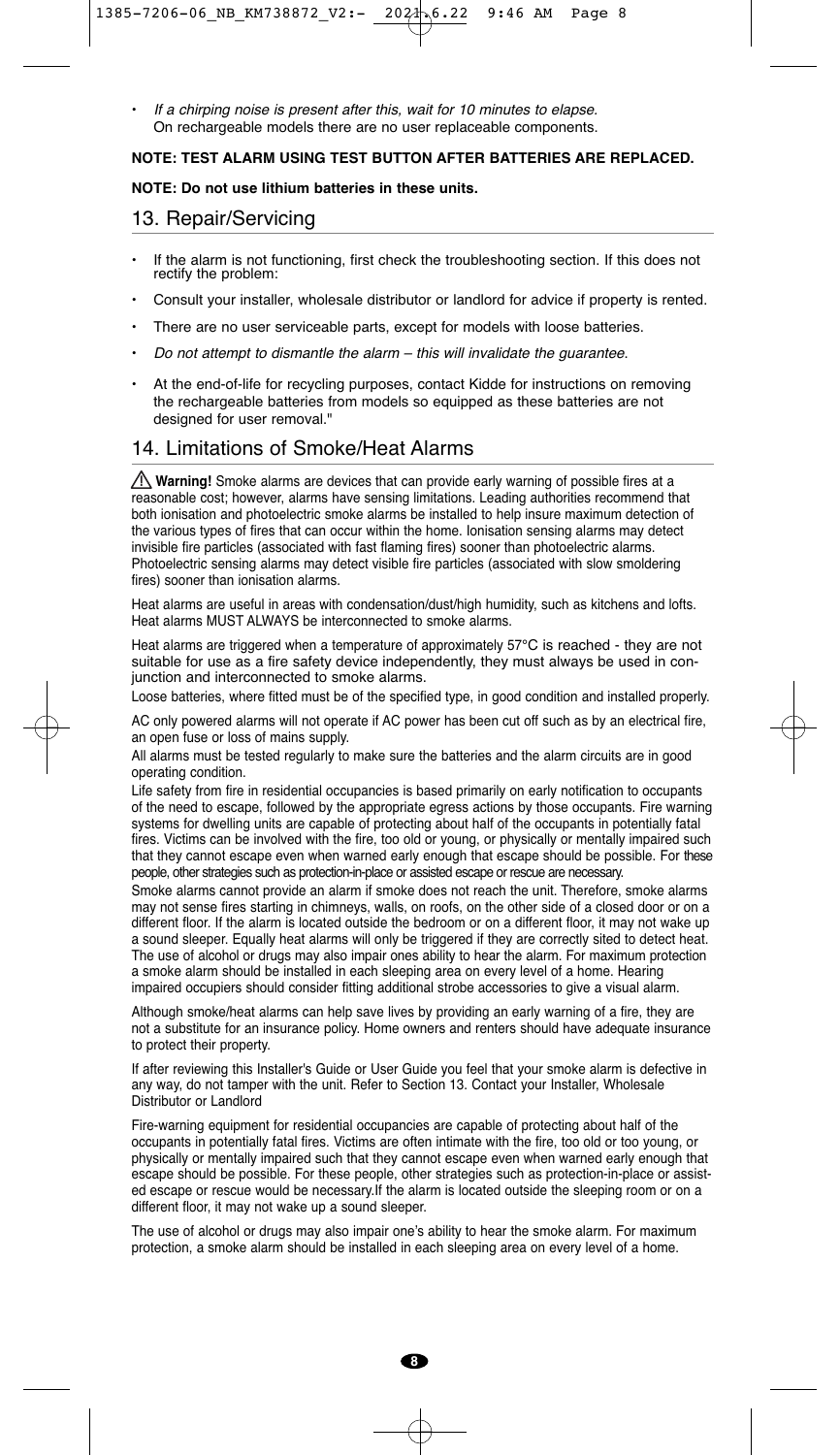- *If a chirping noise is present after this, wait for 10 minutes to elapse.* On rechargeable models there are no user replaceable components.

**NOTE: TEST ALARM USING TEST BUTTON AFTER BATTERIES ARE REPLACED.**

**NOTE: Do not use lithium batteries in these units.**

## 13. Repair/Servicing

- If the alarm is not functioning, first check the troubleshooting section. If this does not rectify the problem:
- Consult your installer, wholesale distributor or landlord for advice if property is rented.
- There are no user serviceable parts, except for models with loose batteries.
- *Do not attempt to dismantle the alarm – this will invalidate the guarantee.*
- At the end-of-life for recycling purposes, contact Kidde for instructions on removing the rechargeable batteries from models so equipped as these batteries are not designed for user removal."

## 14. Limitations of Smoke/Heat Alarms

⚠ **Warning!** Smoke alarms are devices that can provide early warning of possible fires at a reasonable cost; however, alarms have sensing limitations. Leading authorities recommend that both ionisation and photoelectric smoke alarms be installed to help insure maximum detection of the various types of fires that can occur within the home. Ionisation sensing alarms may detect invisible fire particles (associated with fast flaming fires) sooner than photoelectric alarms. Photoelectric sensing alarms may detect visible fire particles (associated with slow smoldering fires) sooner than ionisation alarms.

Heat alarms are useful in areas with condensation/dust/high humidity, such as kitchens and lofts. Heat alarms MUST ALWAYS be interconnected to smoke alarms.

Heat alarms are triggered when a temperature of approximately 57°C is reached - they are not suitable for use as a fire safety device independently, they must always be used in conjunction and interconnected to smoke alarms.

Loose batteries, where fitted must be of the specified type, in good condition and installed properly.

AC only powered alarms will not operate if AC power has been cut off such as by an electrical fire, an open fuse or loss of mains supply.

All alarms must be tested regularly to make sure the batteries and the alarm circuits are in good operating condition.

Life safety from fire in residential occupancies is based primarily on early notification to occupants of the need to escape, followed by the appropriate egress actions by those occupants. Fire warning systems for dwelling units are capable of protecting about half of the occupants in potentially fatal fires. Victims can be involved with the fire, too old or young, or physically or mentally impaired such that they cannot escape even when warned early enough that escape should be possible. For these people, other strategies such as protection-in-place or assisted escape or rescue are necessary.

Smoke alarms cannot provide an alarm if smoke does not reach the unit. Therefore, smoke alarms may not sense fires starting in chimneys, walls, on roofs, on the other side of a closed door or on a different floor. If the alarm is located outside the bedroom or on a different floor, it may not wake up a sound sleeper. Equally heat alarms will only be triggered if they are correctly sited to detect heat. The use of alcohol or drugs may also impair ones ability to hear the alarm. For maximum protection a smoke alarm should be installed in each sleeping area on every level of a home. Hearing impaired occupiers should consider fitting additional strobe accessories to give a visual alarm.

Although smoke/heat alarms can help save lives by providing an early warning of a fire, they are not a substitute for an insurance policy. Home owners and renters should have adequate insurance to protect their property.

If after reviewing this Installer's Guide or User Guide you feel that your smoke alarm is defective in any way, do not tamper with the unit. Refer to Section 13. Contact your Installer, Wholesale Distributor or Landlord

Fire-warning equipment for residential occupancies are capable of protecting about half of the occupants in potentially fatal fires. Victims are often intimate with the fire, too old or too young, or physically or mentally impaired such that they cannot escape even when warned early enough that escape should be possible. For these people, other strategies such as protection-in-place or assisted escape or rescue would be necessary.If the alarm is located outside the sleeping room or on a different floor, it may not wake up a sound sleeper.

The use of alcohol or drugs may also impair one's ability to hear the smoke alarm. For maximum protection, a smoke alarm should be installed in each sleeping area on every level of a home.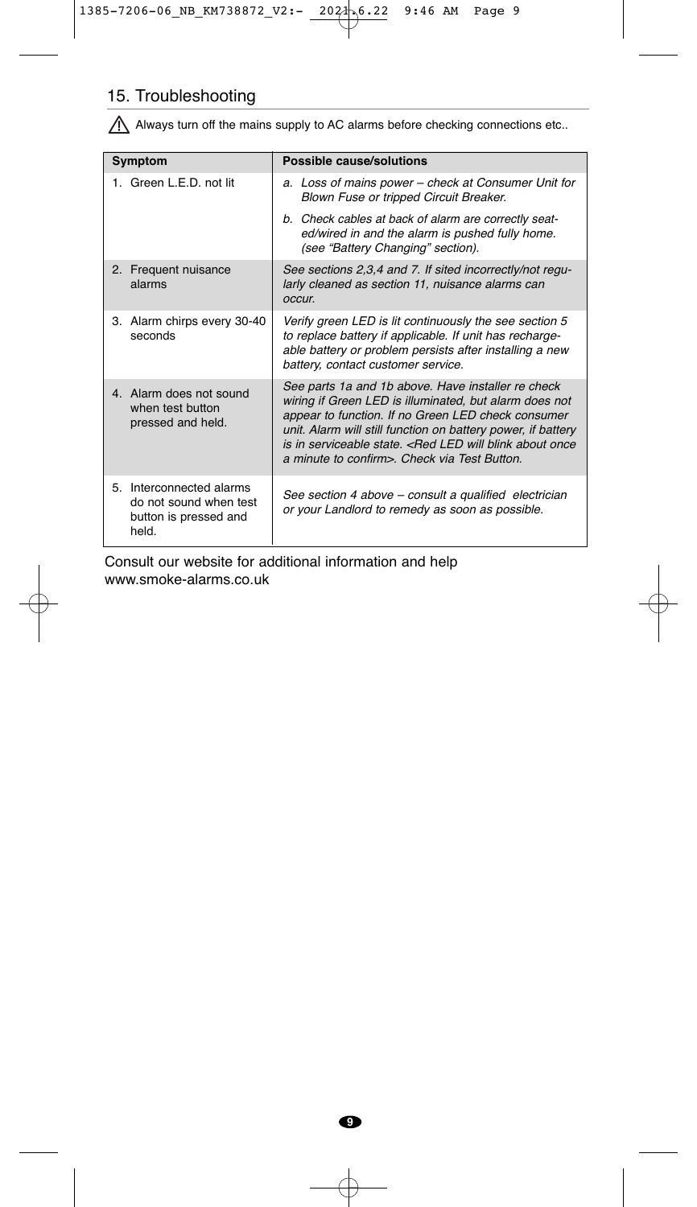## 15. Troubleshooting

⚠ Always turn off the mains supply to AC alarms before checking connections etc..

| Symptom | Possible cause/solutions |
|---|---|
| 1. Green L.E.D. not lit | *a. Loss of mains power – check at Consumer Unit for Blown Fuse or tripped Circuit Breaker.* |
| | *b. Check cables at back of alarm are correctly seated/wired in and the alarm is pushed fully home. (see "Battery Changing" section).* |
| 2. Frequent nuisance alarms | *See sections 2,3,4 and 7. If sited incorrectly/not regularly cleaned as section 11, nuisance alarms can occur.* |
| 3. Alarm chirps every 30-40 seconds | *Verify green LED is lit continuously the see section 5 to replace battery if applicable. If unit has rechargeable battery or problem persists after installing a new battery, contact customer service.* |
| 4. Alarm does not sound when test button pressed and held. | *See parts 1a and 1b above. Have installer re check wiring if Green LED is illuminated, but alarm does not appear to function. If no Green LED check consumer unit. Alarm will still function on battery power, if battery is in serviceable state. <Red LED will blink about once a minute to confirm>. Check via Test Button.* |
| 5. Interconnected alarms do not sound when test button is pressed and held. | *See section 4 above – consult a qualified electrician or your Landlord to remedy as soon as possible.* |

Consult our website for additional information and help
www.smoke-alarms.co.uk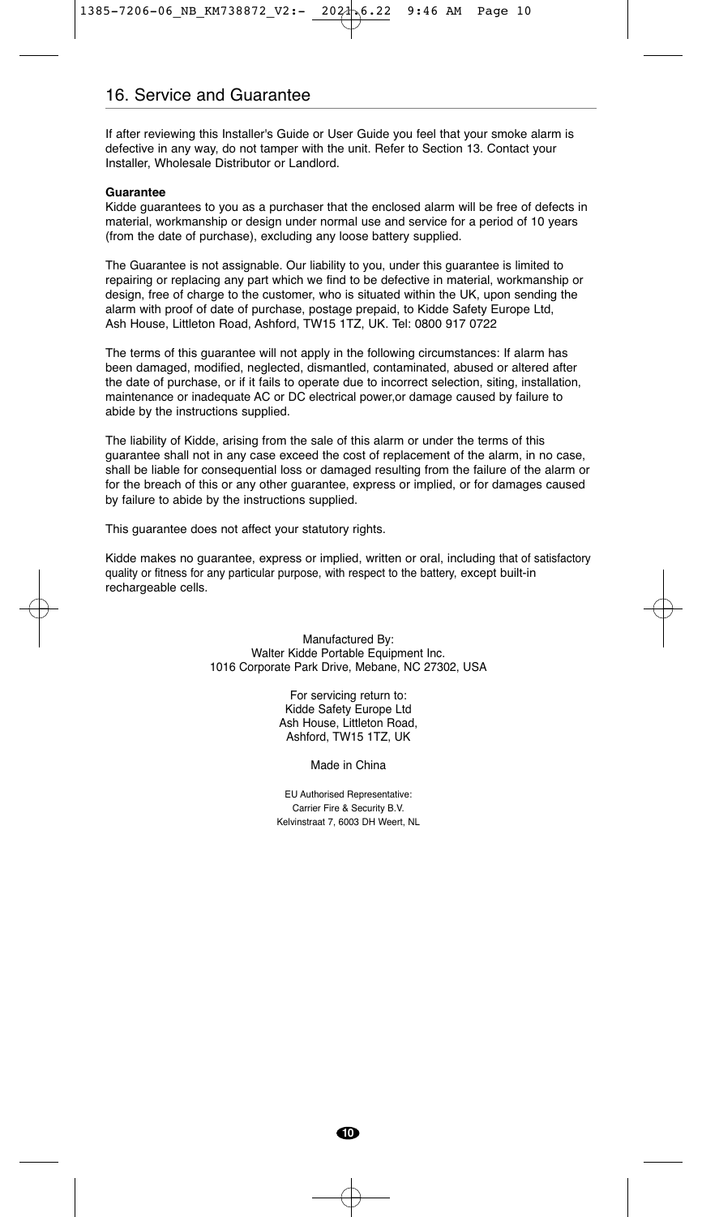## 16. Service and Guarantee

If after reviewing this Installer's Guide or User Guide you feel that your smoke alarm is defective in any way, do not tamper with the unit. Refer to Section 13. Contact your Installer, Wholesale Distributor or Landlord.

**Guarantee**

Kidde guarantees to you as a purchaser that the enclosed alarm will be free of defects in material, workmanship or design under normal use and service for a period of 10 years (from the date of purchase), excluding any loose battery supplied.

The Guarantee is not assignable. Our liability to you, under this guarantee is limited to repairing or replacing any part which we find to be defective in material, workmanship or design, free of charge to the customer, who is situated within the UK, upon sending the alarm with proof of date of purchase, postage prepaid, to Kidde Safety Europe Ltd, Ash House, Littleton Road, Ashford, TW15 1TZ, UK. Tel: 0800 917 0722

The terms of this guarantee will not apply in the following circumstances: If alarm has been damaged, modified, neglected, dismantled, contaminated, abused or altered after the date of purchase, or if it fails to operate due to incorrect selection, siting, installation, maintenance or inadequate AC or DC electrical power,or damage caused by failure to abide by the instructions supplied.

The liability of Kidde, arising from the sale of this alarm or under the terms of this guarantee shall not in any case exceed the cost of replacement of the alarm, in no case, shall be liable for consequential loss or damaged resulting from the failure of the alarm or for the breach of this or any other guarantee, express or implied, or for damages caused by failure to abide by the instructions supplied.

This guarantee does not affect your statutory rights.

Kidde makes no guarantee, express or implied, written or oral, including that of satisfactory quality or fitness for any particular purpose, with respect to the battery, except built-in rechargeable cells.

Manufactured By:
Walter Kidde Portable Equipment Inc.
1016 Corporate Park Drive, Mebane, NC 27302, USA

For servicing return to:
Kidde Safety Europe Ltd
Ash House, Littleton Road,
Ashford, TW15 1TZ, UK

Made in China

EU Authorised Representative:
Carrier Fire & Security B.V.
Kelvinstraat 7, 6003 DH Weert, NL